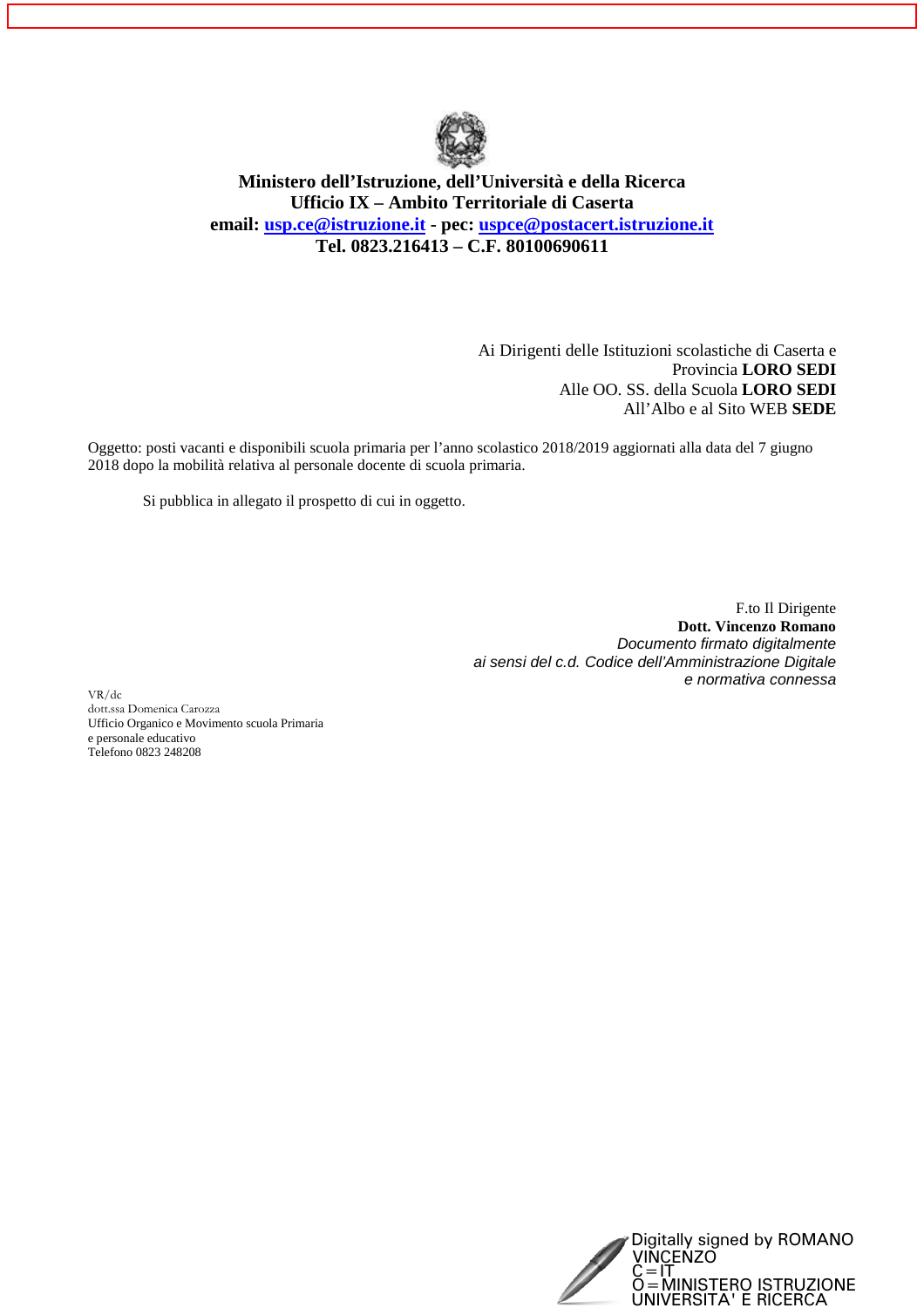**Ministero dell'Istruzione, dell'Università e della Ricerca**
**Ufficio IX – Ambito Territoriale di Caserta**
**email: usp.ce@istruzione.it - pec: uspce@postacert.istruzione.it**
**Tel. 0823.216413 – C.F. 80100690611**

Ai Dirigenti delle Istituzioni scolastiche di Caserta e Provincia **LORO SEDI**
Alle OO. SS. della Scuola **LORO SEDI**
All'Albo e al Sito WEB **SEDE**

Oggetto: posti vacanti e disponibili scuola primaria per l'anno scolastico 2018/2019 aggiornati alla data del 7 giugno 2018 dopo la mobilità relativa al personale docente di scuola primaria.

Si pubblica in allegato il prospetto di cui in oggetto.

F.to Il Dirigente
**Dott. Vincenzo Romano**
*Documento firmato digitalmente*
*ai sensi del c.d. Codice dell'Amministrazione Digitale*
*e normativa connessa*

VR/dc
dott.ssa Domenica Carozza
Ufficio Organico e Movimento scuola Primaria
e personale educativo
Telefono 0823 248208

Digitally signed by ROMANO VINCENZO
C=IT
O=MINISTERO ISTRUZIONE UNIVERSITA' E RICERCA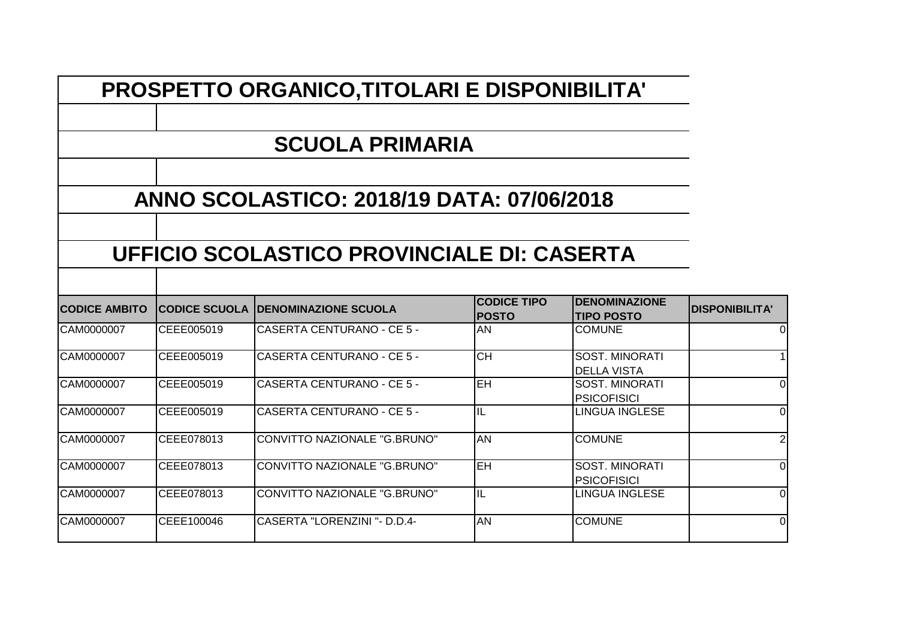# PROSPETTO ORGANICO,TITOLARI E DISPONIBILITA'

## SCUOLA PRIMARIA

## ANNO SCOLASTICO: 2018/19 DATA: 07/06/2018

## UFFICIO SCOLASTICO PROVINCIALE DI: CASERTA

| CODICE AMBITO | CODICE SCUOLA | DENOMINAZIONE SCUOLA | CODICE TIPO POSTO | DENOMINAZIONE TIPO POSTO | DISPONIBILITA' |
|---|---|---|---|---|---|
| CAM0000007 | CEEE005019 | CASERTA CENTURANO - CE 5 - | AN | COMUNE | 0 |
| CAM0000007 | CEEE005019 | CASERTA CENTURANO - CE 5 - | CH | SOST. MINORATI DELLA VISTA | 1 |
| CAM0000007 | CEEE005019 | CASERTA CENTURANO - CE 5 - | EH | SOST. MINORATI PSICOFISICI | 0 |
| CAM0000007 | CEEE005019 | CASERTA CENTURANO - CE 5 - | IL | LINGUA INGLESE | 0 |
| CAM0000007 | CEEE078013 | CONVITTO NAZIONALE "G.BRUNO" | AN | COMUNE | 2 |
| CAM0000007 | CEEE078013 | CONVITTO NAZIONALE "G.BRUNO" | EH | SOST. MINORATI PSICOFISICI | 0 |
| CAM0000007 | CEEE078013 | CONVITTO NAZIONALE "G.BRUNO" | IL | LINGUA INGLESE | 0 |
| CAM0000007 | CEEE100046 | CASERTA "LORENZINI "- D.D.4- | AN | COMUNE | 0 |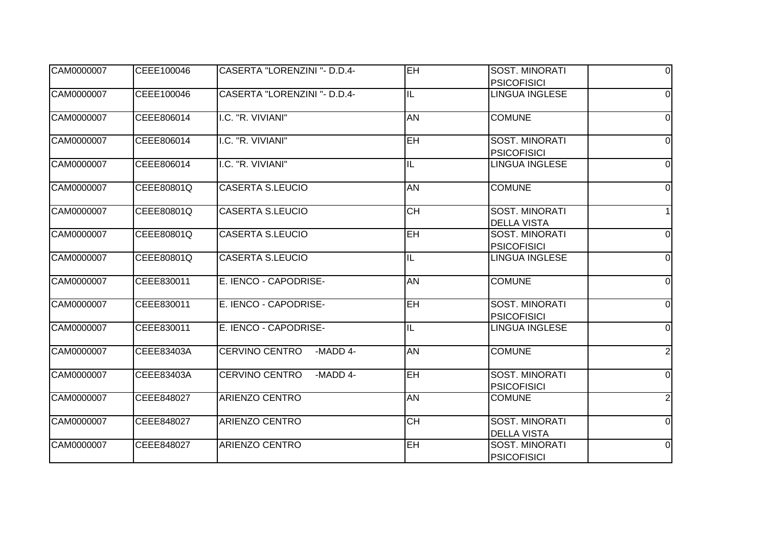| | | | | | |
|---|---|---|---|---|---|
| CAM0000007 | CEEE100046 | CASERTA "LORENZINI "- D.D.4- | EH | SOST. MINORATI PSICOFISICI | 0 |
| CAM0000007 | CEEE100046 | CASERTA "LORENZINI "- D.D.4- | IL | LINGUA INGLESE | 0 |
| CAM0000007 | CEEE806014 | I.C. "R. VIVIANI" | AN | COMUNE | 0 |
| CAM0000007 | CEEE806014 | I.C. "R. VIVIANI" | EH | SOST. MINORATI PSICOFISICI | 0 |
| CAM0000007 | CEEE806014 | I.C. "R. VIVIANI" | IL | LINGUA INGLESE | 0 |
| CAM0000007 | CEEE80801Q | CASERTA S.LEUCIO | AN | COMUNE | 0 |
| CAM0000007 | CEEE80801Q | CASERTA S.LEUCIO | CH | SOST. MINORATI DELLA VISTA | 1 |
| CAM0000007 | CEEE80801Q | CASERTA S.LEUCIO | EH | SOST. MINORATI PSICOFISICI | 0 |
| CAM0000007 | CEEE80801Q | CASERTA S.LEUCIO | IL | LINGUA INGLESE | 0 |
| CAM0000007 | CEEE830011 | E. IENCO - CAPODRISE- | AN | COMUNE | 0 |
| CAM0000007 | CEEE830011 | E. IENCO - CAPODRISE- | EH | SOST. MINORATI PSICOFISICI | 0 |
| CAM0000007 | CEEE830011 | E. IENCO - CAPODRISE- | IL | LINGUA INGLESE | 0 |
| CAM0000007 | CEEE83403A | CERVINO CENTRO -MADD 4- | AN | COMUNE | 2 |
| CAM0000007 | CEEE83403A | CERVINO CENTRO -MADD 4- | EH | SOST. MINORATI PSICOFISICI | 0 |
| CAM0000007 | CEEE848027 | ARIENZO CENTRO | AN | COMUNE | 2 |
| CAM0000007 | CEEE848027 | ARIENZO CENTRO | CH | SOST. MINORATI DELLA VISTA | 0 |
| CAM0000007 | CEEE848027 | ARIENZO CENTRO | EH | SOST. MINORATI PSICOFISICI | 0 |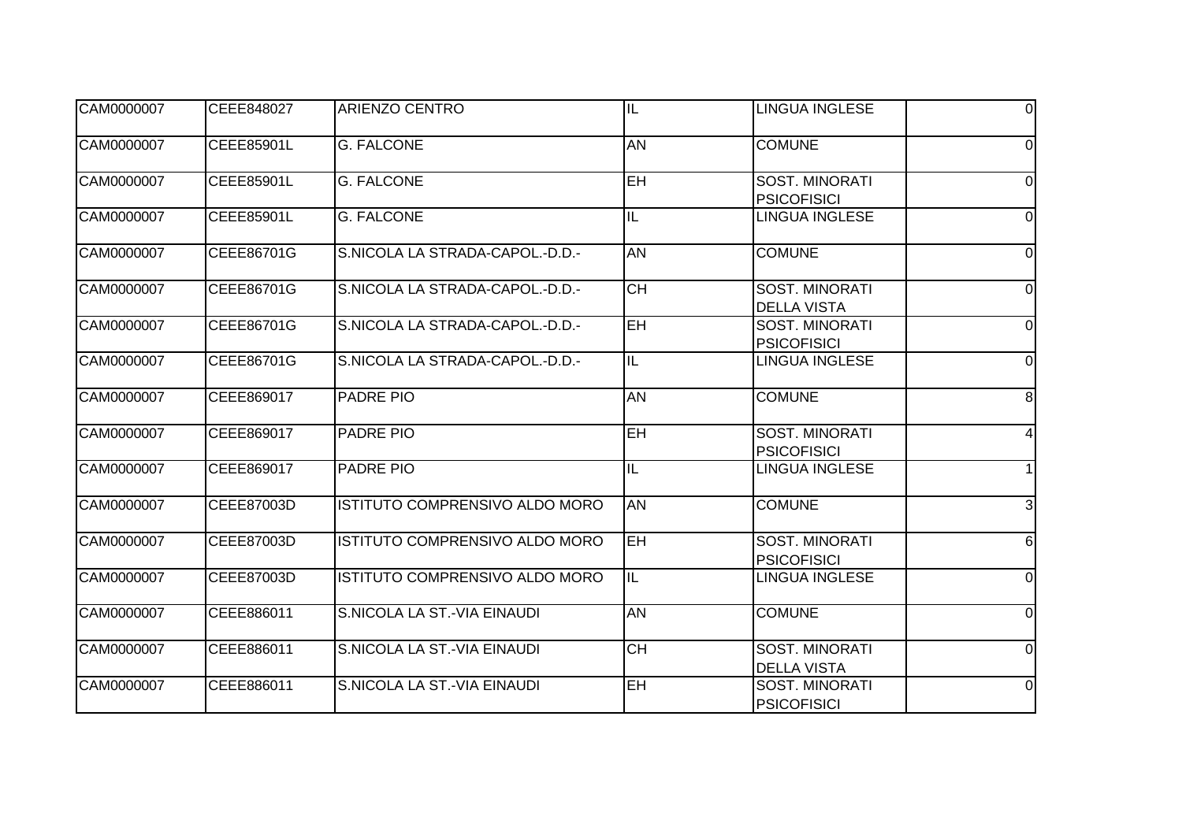| | | | | | |
|---|---|---|---|---|---|
| CAM0000007 | CEEE848027 | ARIENZO CENTRO | IL | LINGUA INGLESE | 0 |
| CAM0000007 | CEEE85901L | G. FALCONE | AN | COMUNE | 0 |
| CAM0000007 | CEEE85901L | G. FALCONE | EH | SOST. MINORATI PSICOFISICI | 0 |
| CAM0000007 | CEEE85901L | G. FALCONE | IL | LINGUA INGLESE | 0 |
| CAM0000007 | CEEE86701G | S.NICOLA LA STRADA-CAPOL.-D.D.- | AN | COMUNE | 0 |
| CAM0000007 | CEEE86701G | S.NICOLA LA STRADA-CAPOL.-D.D.- | CH | SOST. MINORATI DELLA VISTA | 0 |
| CAM0000007 | CEEE86701G | S.NICOLA LA STRADA-CAPOL.-D.D.- | EH | SOST. MINORATI PSICOFISICI | 0 |
| CAM0000007 | CEEE86701G | S.NICOLA LA STRADA-CAPOL.-D.D.- | IL | LINGUA INGLESE | 0 |
| CAM0000007 | CEEE869017 | PADRE PIO | AN | COMUNE | 8 |
| CAM0000007 | CEEE869017 | PADRE PIO | EH | SOST. MINORATI PSICOFISICI | 4 |
| CAM0000007 | CEEE869017 | PADRE PIO | IL | LINGUA INGLESE | 1 |
| CAM0000007 | CEEE87003D | ISTITUTO COMPRENSIVO ALDO MORO | AN | COMUNE | 3 |
| CAM0000007 | CEEE87003D | ISTITUTO COMPRENSIVO ALDO MORO | EH | SOST. MINORATI PSICOFISICI | 6 |
| CAM0000007 | CEEE87003D | ISTITUTO COMPRENSIVO ALDO MORO | IL | LINGUA INGLESE | 0 |
| CAM0000007 | CEEE886011 | S.NICOLA LA ST.-VIA EINAUDI | AN | COMUNE | 0 |
| CAM0000007 | CEEE886011 | S.NICOLA LA ST.-VIA EINAUDI | CH | SOST. MINORATI DELLA VISTA | 0 |
| CAM0000007 | CEEE886011 | S.NICOLA LA ST.-VIA EINAUDI | EH | SOST. MINORATI PSICOFISICI | 0 |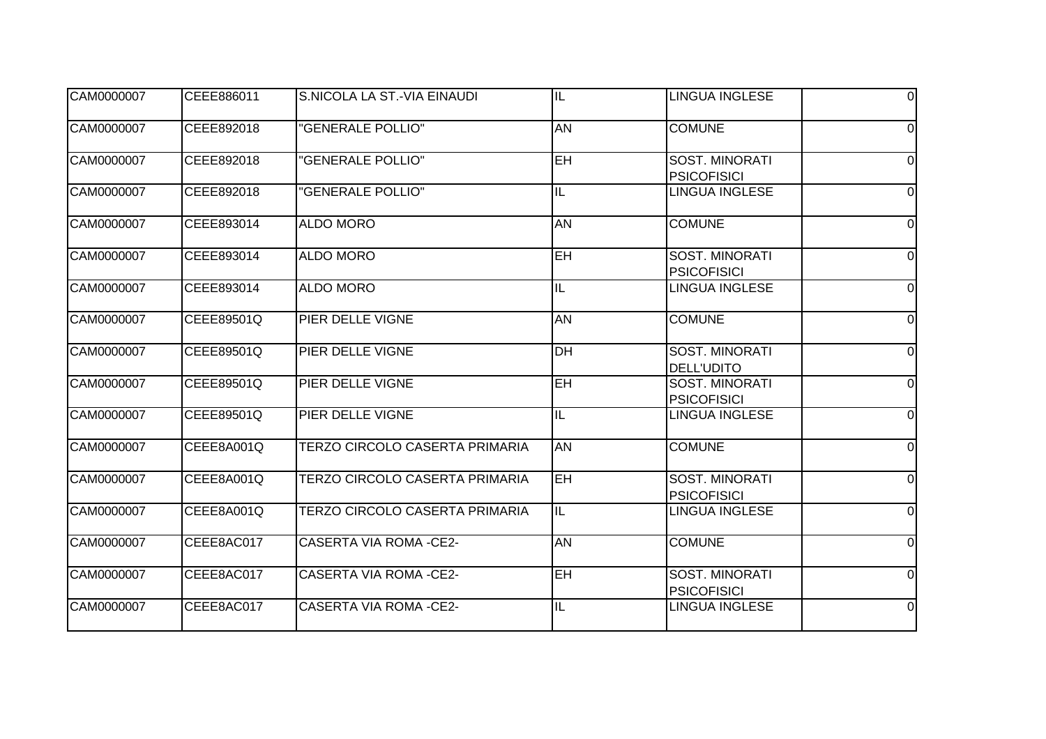| | | | | | |
|---|---|---|---|---|---|
| CAM0000007 | CEEE886011 | S.NICOLA LA ST.-VIA EINAUDI | IL | LINGUA INGLESE | 0 |
| CAM0000007 | CEEE892018 | "GENERALE POLLIO" | AN | COMUNE | 0 |
| CAM0000007 | CEEE892018 | "GENERALE POLLIO" | EH | SOST. MINORATI PSICOFISICI | 0 |
| CAM0000007 | CEEE892018 | "GENERALE POLLIO" | IL | LINGUA INGLESE | 0 |
| CAM0000007 | CEEE893014 | ALDO MORO | AN | COMUNE | 0 |
| CAM0000007 | CEEE893014 | ALDO MORO | EH | SOST. MINORATI PSICOFISICI | 0 |
| CAM0000007 | CEEE893014 | ALDO MORO | IL | LINGUA INGLESE | 0 |
| CAM0000007 | CEEE89501Q | PIER DELLE VIGNE | AN | COMUNE | 0 |
| CAM0000007 | CEEE89501Q | PIER DELLE VIGNE | DH | SOST. MINORATI DELL'UDITO | 0 |
| CAM0000007 | CEEE89501Q | PIER DELLE VIGNE | EH | SOST. MINORATI PSICOFISICI | 0 |
| CAM0000007 | CEEE89501Q | PIER DELLE VIGNE | IL | LINGUA INGLESE | 0 |
| CAM0000007 | CEEE8A001Q | TERZO CIRCOLO CASERTA PRIMARIA | AN | COMUNE | 0 |
| CAM0000007 | CEEE8A001Q | TERZO CIRCOLO CASERTA PRIMARIA | EH | SOST. MINORATI PSICOFISICI | 0 |
| CAM0000007 | CEEE8A001Q | TERZO CIRCOLO CASERTA PRIMARIA | IL | LINGUA INGLESE | 0 |
| CAM0000007 | CEEE8AC017 | CASERTA VIA ROMA -CE2- | AN | COMUNE | 0 |
| CAM0000007 | CEEE8AC017 | CASERTA VIA ROMA -CE2- | EH | SOST. MINORATI PSICOFISICI | 0 |
| CAM0000007 | CEEE8AC017 | CASERTA VIA ROMA -CE2- | IL | LINGUA INGLESE | 0 |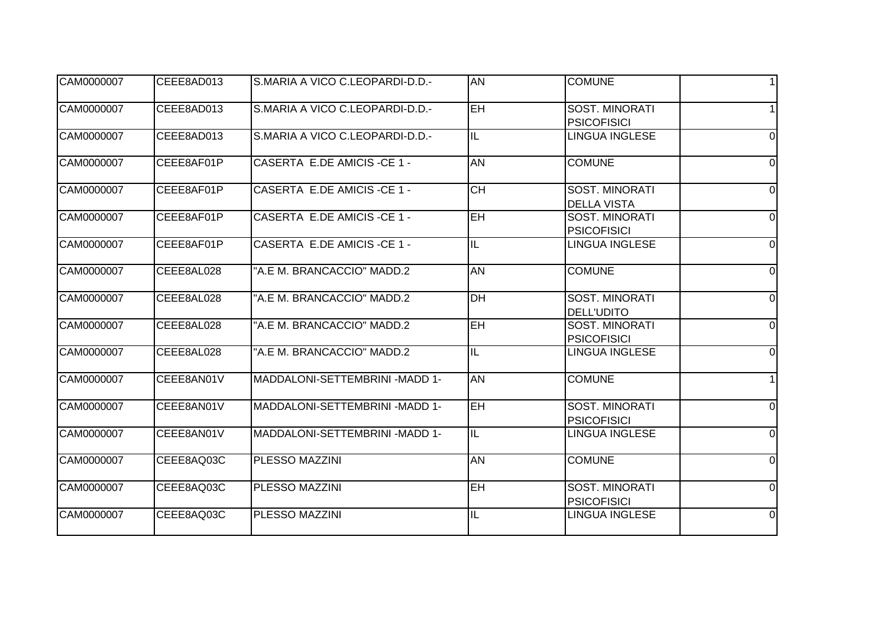| | | | | | |
|---|---|---|---|---|---|
| CAM0000007 | CEEE8AD013 | S.MARIA A VICO C.LEOPARDI-D.D.- | AN | COMUNE | 1 |
| CAM0000007 | CEEE8AD013 | S.MARIA A VICO C.LEOPARDI-D.D.- | EH | SOST. MINORATI PSICOFISICI | 1 |
| CAM0000007 | CEEE8AD013 | S.MARIA A VICO C.LEOPARDI-D.D.- | IL | LINGUA INGLESE | 0 |
| CAM0000007 | CEEE8AF01P | CASERTA E.DE AMICIS -CE 1 - | AN | COMUNE | 0 |
| CAM0000007 | CEEE8AF01P | CASERTA E.DE AMICIS -CE 1 - | CH | SOST. MINORATI DELLA VISTA | 0 |
| CAM0000007 | CEEE8AF01P | CASERTA E.DE AMICIS -CE 1 - | EH | SOST. MINORATI PSICOFISICI | 0 |
| CAM0000007 | CEEE8AF01P | CASERTA E.DE AMICIS -CE 1 - | IL | LINGUA INGLESE | 0 |
| CAM0000007 | CEEE8AL028 | "A.E M. BRANCACCIO" MADD.2 | AN | COMUNE | 0 |
| CAM0000007 | CEEE8AL028 | "A.E M. BRANCACCIO" MADD.2 | DH | SOST. MINORATI DELL'UDITO | 0 |
| CAM0000007 | CEEE8AL028 | "A.E M. BRANCACCIO" MADD.2 | EH | SOST. MINORATI PSICOFISICI | 0 |
| CAM0000007 | CEEE8AL028 | "A.E M. BRANCACCIO" MADD.2 | IL | LINGUA INGLESE | 0 |
| CAM0000007 | CEEE8AN01V | MADDALONI-SETTEMBRINI -MADD 1- | AN | COMUNE | 1 |
| CAM0000007 | CEEE8AN01V | MADDALONI-SETTEMBRINI -MADD 1- | EH | SOST. MINORATI PSICOFISICI | 0 |
| CAM0000007 | CEEE8AN01V | MADDALONI-SETTEMBRINI -MADD 1- | IL | LINGUA INGLESE | 0 |
| CAM0000007 | CEEE8AQ03C | PLESSO MAZZINI | AN | COMUNE | 0 |
| CAM0000007 | CEEE8AQ03C | PLESSO MAZZINI | EH | SOST. MINORATI PSICOFISICI | 0 |
| CAM0000007 | CEEE8AQ03C | PLESSO MAZZINI | IL | LINGUA INGLESE | 0 |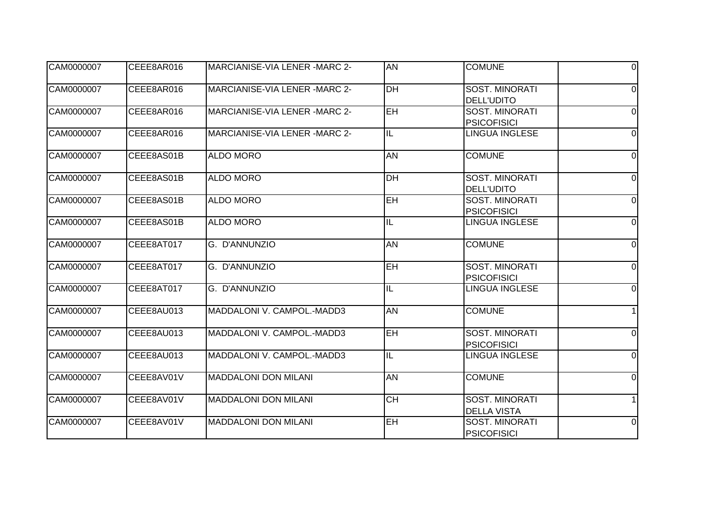| CAM0000007 | CEEE8AR016 | MARCIANISE-VIA LENER -MARC 2- | AN | COMUNE | 0 |
|---|---|---|---|---|---|
| CAM0000007 | CEEE8AR016 | MARCIANISE-VIA LENER -MARC 2- | DH | SOST. MINORATI DELL'UDITO | 0 |
| CAM0000007 | CEEE8AR016 | MARCIANISE-VIA LENER -MARC 2- | EH | SOST. MINORATI PSICOFISICI | 0 |
| CAM0000007 | CEEE8AR016 | MARCIANISE-VIA LENER -MARC 2- | IL | LINGUA INGLESE | 0 |
| CAM0000007 | CEEE8AS01B | ALDO MORO | AN | COMUNE | 0 |
| CAM0000007 | CEEE8AS01B | ALDO MORO | DH | SOST. MINORATI DELL'UDITO | 0 |
| CAM0000007 | CEEE8AS01B | ALDO MORO | EH | SOST. MINORATI PSICOFISICI | 0 |
| CAM0000007 | CEEE8AS01B | ALDO MORO | IL | LINGUA INGLESE | 0 |
| CAM0000007 | CEEE8AT017 | G. D'ANNUNZIO | AN | COMUNE | 0 |
| CAM0000007 | CEEE8AT017 | G. D'ANNUNZIO | EH | SOST. MINORATI PSICOFISICI | 0 |
| CAM0000007 | CEEE8AT017 | G. D'ANNUNZIO | IL | LINGUA INGLESE | 0 |
| CAM0000007 | CEEE8AU013 | MADDALONI V. CAMPOL.-MADD3 | AN | COMUNE | 1 |
| CAM0000007 | CEEE8AU013 | MADDALONI V. CAMPOL.-MADD3 | EH | SOST. MINORATI PSICOFISICI | 0 |
| CAM0000007 | CEEE8AU013 | MADDALONI V. CAMPOL.-MADD3 | IL | LINGUA INGLESE | 0 |
| CAM0000007 | CEEE8AV01V | MADDALONI DON MILANI | AN | COMUNE | 0 |
| CAM0000007 | CEEE8AV01V | MADDALONI DON MILANI | CH | SOST. MINORATI DELLA VISTA | 1 |
| CAM0000007 | CEEE8AV01V | MADDALONI DON MILANI | EH | SOST. MINORATI PSICOFISICI | 0 |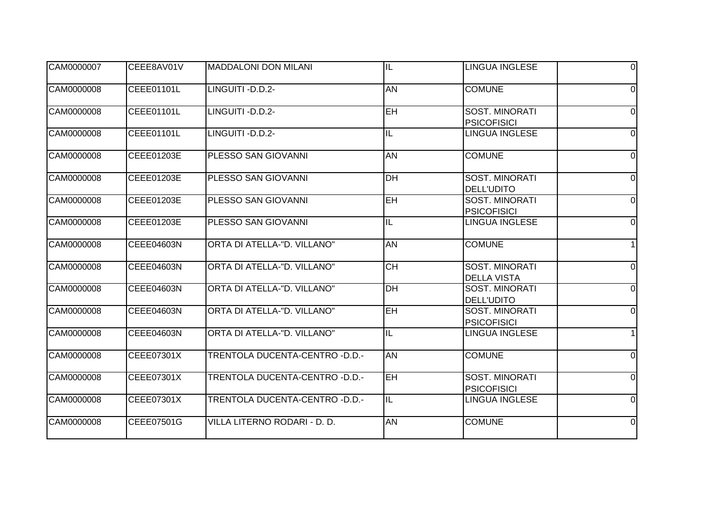| | | | | | |
|---|---|---|---|---|---|
| CAM0000007 | CEEE8AV01V | MADDALONI DON MILANI | IL | LINGUA INGLESE | 0 |
| CAM0000008 | CEEE01101L | LINGUITI -D.D.2- | AN | COMUNE | 0 |
| CAM0000008 | CEEE01101L | LINGUITI -D.D.2- | EH | SOST. MINORATI PSICOFISICI | 0 |
| CAM0000008 | CEEE01101L | LINGUITI -D.D.2- | IL | LINGUA INGLESE | 0 |
| CAM0000008 | CEEE01203E | PLESSO SAN GIOVANNI | AN | COMUNE | 0 |
| CAM0000008 | CEEE01203E | PLESSO SAN GIOVANNI | DH | SOST. MINORATI DELL'UDITO | 0 |
| CAM0000008 | CEEE01203E | PLESSO SAN GIOVANNI | EH | SOST. MINORATI PSICOFISICI | 0 |
| CAM0000008 | CEEE01203E | PLESSO SAN GIOVANNI | IL | LINGUA INGLESE | 0 |
| CAM0000008 | CEEE04603N | ORTA DI ATELLA-"D. VILLANO" | AN | COMUNE | 1 |
| CAM0000008 | CEEE04603N | ORTA DI ATELLA-"D. VILLANO" | CH | SOST. MINORATI DELLA VISTA | 0 |
| CAM0000008 | CEEE04603N | ORTA DI ATELLA-"D. VILLANO" | DH | SOST. MINORATI DELL'UDITO | 0 |
| CAM0000008 | CEEE04603N | ORTA DI ATELLA-"D. VILLANO" | EH | SOST. MINORATI PSICOFISICI | 0 |
| CAM0000008 | CEEE04603N | ORTA DI ATELLA-"D. VILLANO" | IL | LINGUA INGLESE | 1 |
| CAM0000008 | CEEE07301X | TRENTOLA DUCENTA-CENTRO -D.D.- | AN | COMUNE | 0 |
| CAM0000008 | CEEE07301X | TRENTOLA DUCENTA-CENTRO -D.D.- | EH | SOST. MINORATI PSICOFISICI | 0 |
| CAM0000008 | CEEE07301X | TRENTOLA DUCENTA-CENTRO -D.D.- | IL | LINGUA INGLESE | 0 |
| CAM0000008 | CEEE07501G | VILLA LITERNO RODARI - D. D. | AN | COMUNE | 0 |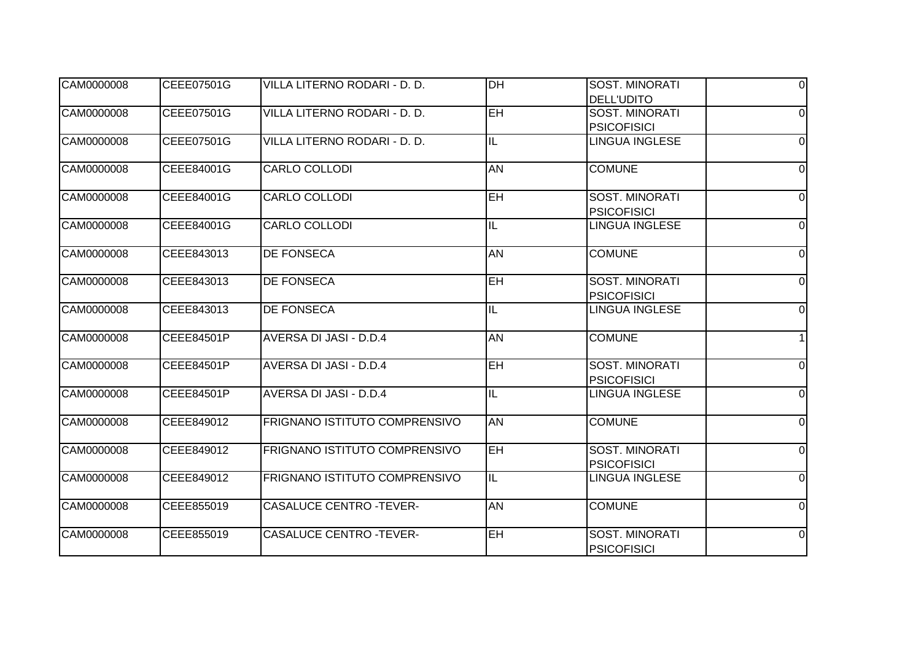| CAM0000008 | CEEE07501G | VILLA LITERNO RODARI - D. D. | DH | SOST. MINORATI DELL'UDITO | 0 |
|---|---|---|---|---|---|
| CAM0000008 | CEEE07501G | VILLA LITERNO RODARI - D. D. | EH | SOST. MINORATI PSICOFISICI | 0 |
| CAM0000008 | CEEE07501G | VILLA LITERNO RODARI - D. D. | IL | LINGUA INGLESE | 0 |
| CAM0000008 | CEEE84001G | CARLO COLLODI | AN | COMUNE | 0 |
| CAM0000008 | CEEE84001G | CARLO COLLODI | EH | SOST. MINORATI PSICOFISICI | 0 |
| CAM0000008 | CEEE84001G | CARLO COLLODI | IL | LINGUA INGLESE | 0 |
| CAM0000008 | CEEE843013 | DE FONSECA | AN | COMUNE | 0 |
| CAM0000008 | CEEE843013 | DE FONSECA | EH | SOST. MINORATI PSICOFISICI | 0 |
| CAM0000008 | CEEE843013 | DE FONSECA | IL | LINGUA INGLESE | 0 |
| CAM0000008 | CEEE84501P | AVERSA DI JASI - D.D.4 | AN | COMUNE | 1 |
| CAM0000008 | CEEE84501P | AVERSA DI JASI - D.D.4 | EH | SOST. MINORATI PSICOFISICI | 0 |
| CAM0000008 | CEEE84501P | AVERSA DI JASI - D.D.4 | IL | LINGUA INGLESE | 0 |
| CAM0000008 | CEEE849012 | FRIGNANO ISTITUTO COMPRENSIVO | AN | COMUNE | 0 |
| CAM0000008 | CEEE849012 | FRIGNANO ISTITUTO COMPRENSIVO | EH | SOST. MINORATI PSICOFISICI | 0 |
| CAM0000008 | CEEE849012 | FRIGNANO ISTITUTO COMPRENSIVO | IL | LINGUA INGLESE | 0 |
| CAM0000008 | CEEE855019 | CASALUCE CENTRO -TEVER- | AN | COMUNE | 0 |
| CAM0000008 | CEEE855019 | CASALUCE CENTRO -TEVER- | EH | SOST. MINORATI PSICOFISICI | 0 |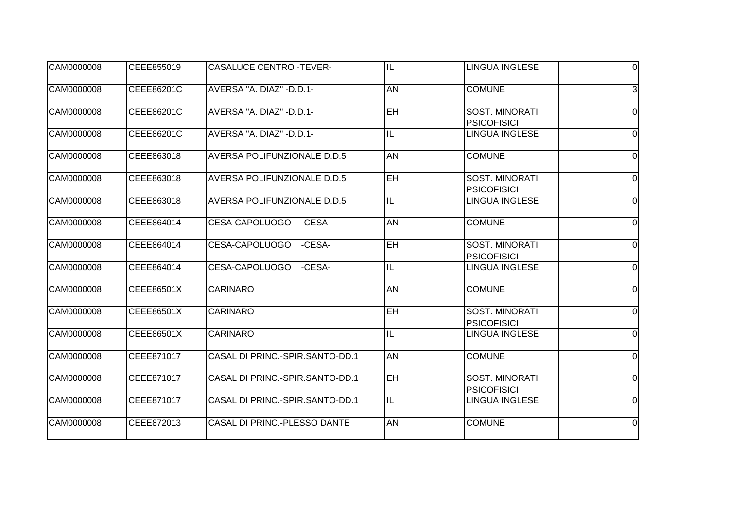| CAM0000008 | CEEE855019 | CASALUCE CENTRO -TEVER- | IL | LINGUA INGLESE | 0 |
|---|---|---|---|---|---|
| CAM0000008 | CEEE86201C | AVERSA "A. DIAZ" -D.D.1- | AN | COMUNE | 3 |
| CAM0000008 | CEEE86201C | AVERSA "A. DIAZ" -D.D.1- | EH | SOST. MINORATI PSICOFISICI | 0 |
| CAM0000008 | CEEE86201C | AVERSA "A. DIAZ" -D.D.1- | IL | LINGUA INGLESE | 0 |
| CAM0000008 | CEEE863018 | AVERSA POLIFUNZIONALE D.D.5 | AN | COMUNE | 0 |
| CAM0000008 | CEEE863018 | AVERSA POLIFUNZIONALE D.D.5 | EH | SOST. MINORATI PSICOFISICI | 0 |
| CAM0000008 | CEEE863018 | AVERSA POLIFUNZIONALE D.D.5 | IL | LINGUA INGLESE | 0 |
| CAM0000008 | CEEE864014 | CESA-CAPOLUOGO -CESA- | AN | COMUNE | 0 |
| CAM0000008 | CEEE864014 | CESA-CAPOLUOGO -CESA- | EH | SOST. MINORATI PSICOFISICI | 0 |
| CAM0000008 | CEEE864014 | CESA-CAPOLUOGO -CESA- | IL | LINGUA INGLESE | 0 |
| CAM0000008 | CEEE86501X | CARINARO | AN | COMUNE | 0 |
| CAM0000008 | CEEE86501X | CARINARO | EH | SOST. MINORATI PSICOFISICI | 0 |
| CAM0000008 | CEEE86501X | CARINARO | IL | LINGUA INGLESE | 0 |
| CAM0000008 | CEEE871017 | CASAL DI PRINC.-SPIR.SANTO-DD.1 | AN | COMUNE | 0 |
| CAM0000008 | CEEE871017 | CASAL DI PRINC.-SPIR.SANTO-DD.1 | EH | SOST. MINORATI PSICOFISICI | 0 |
| CAM0000008 | CEEE871017 | CASAL DI PRINC.-SPIR.SANTO-DD.1 | IL | LINGUA INGLESE | 0 |
| CAM0000008 | CEEE872013 | CASAL DI PRINC.-PLESSO DANTE | AN | COMUNE | 0 |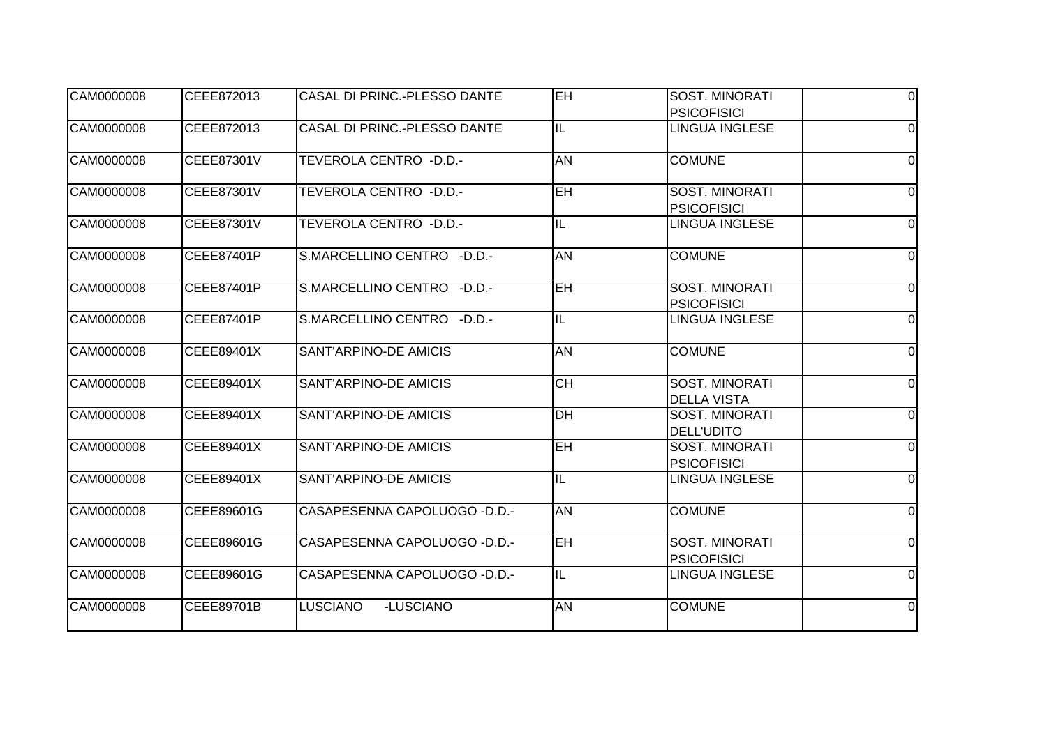| | | | | | |
|---|---|---|---|---|---|
| CAM0000008 | CEEE872013 | CASAL DI PRINC.-PLESSO DANTE | EH | SOST. MINORATI PSICOFISICI | 0 |
| CAM0000008 | CEEE872013 | CASAL DI PRINC.-PLESSO DANTE | IL | LINGUA INGLESE | 0 |
| CAM0000008 | CEEE87301V | TEVEROLA CENTRO -D.D.- | AN | COMUNE | 0 |
| CAM0000008 | CEEE87301V | TEVEROLA CENTRO -D.D.- | EH | SOST. MINORATI PSICOFISICI | 0 |
| CAM0000008 | CEEE87301V | TEVEROLA CENTRO -D.D.- | IL | LINGUA INGLESE | 0 |
| CAM0000008 | CEEE87401P | S.MARCELLINO CENTRO -D.D.- | AN | COMUNE | 0 |
| CAM0000008 | CEEE87401P | S.MARCELLINO CENTRO -D.D.- | EH | SOST. MINORATI PSICOFISICI | 0 |
| CAM0000008 | CEEE87401P | S.MARCELLINO CENTRO -D.D.- | IL | LINGUA INGLESE | 0 |
| CAM0000008 | CEEE89401X | SANT'ARPINO-DE AMICIS | AN | COMUNE | 0 |
| CAM0000008 | CEEE89401X | SANT'ARPINO-DE AMICIS | CH | SOST. MINORATI DELLA VISTA | 0 |
| CAM0000008 | CEEE89401X | SANT'ARPINO-DE AMICIS | DH | SOST. MINORATI DELL'UDITO | 0 |
| CAM0000008 | CEEE89401X | SANT'ARPINO-DE AMICIS | EH | SOST. MINORATI PSICOFISICI | 0 |
| CAM0000008 | CEEE89401X | SANT'ARPINO-DE AMICIS | IL | LINGUA INGLESE | 0 |
| CAM0000008 | CEEE89601G | CASAPESENNA CAPOLUOGO -D.D.- | AN | COMUNE | 0 |
| CAM0000008 | CEEE89601G | CASAPESENNA CAPOLUOGO -D.D.- | EH | SOST. MINORATI PSICOFISICI | 0 |
| CAM0000008 | CEEE89601G | CASAPESENNA CAPOLUOGO -D.D.- | IL | LINGUA INGLESE | 0 |
| CAM0000008 | CEEE89701B | LUSCIANO -LUSCIANO | AN | COMUNE | 0 |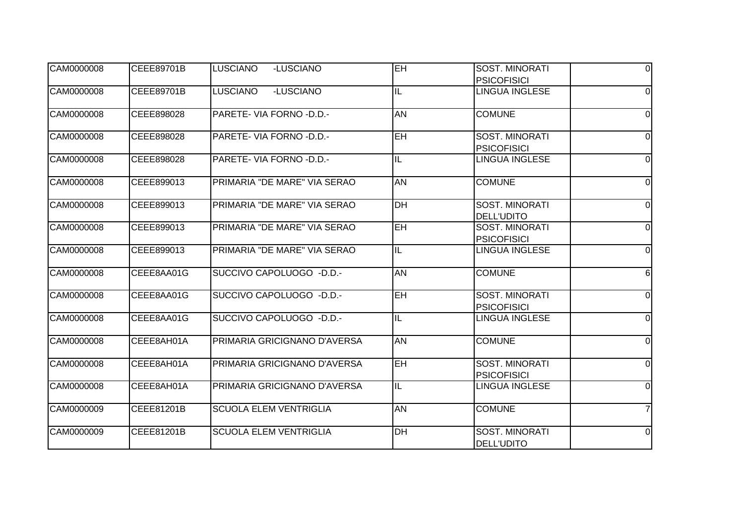| | | | | | |
|---|---|---|---|---|---|
| CAM0000008 | CEEE89701B | LUSCIANO -LUSCIANO | EH | SOST. MINORATI PSICOFISICI | 0 |
| CAM0000008 | CEEE89701B | LUSCIANO -LUSCIANO | IL | LINGUA INGLESE | 0 |
| CAM0000008 | CEEE898028 | PARETE- VIA FORNO -D.D.- | AN | COMUNE | 0 |
| CAM0000008 | CEEE898028 | PARETE- VIA FORNO -D.D.- | EH | SOST. MINORATI PSICOFISICI | 0 |
| CAM0000008 | CEEE898028 | PARETE- VIA FORNO -D.D.- | IL | LINGUA INGLESE | 0 |
| CAM0000008 | CEEE899013 | PRIMARIA "DE MARE" VIA SERAO | AN | COMUNE | 0 |
| CAM0000008 | CEEE899013 | PRIMARIA "DE MARE" VIA SERAO | DH | SOST. MINORATI DELL'UDITO | 0 |
| CAM0000008 | CEEE899013 | PRIMARIA "DE MARE" VIA SERAO | EH | SOST. MINORATI PSICOFISICI | 0 |
| CAM0000008 | CEEE899013 | PRIMARIA "DE MARE" VIA SERAO | IL | LINGUA INGLESE | 0 |
| CAM0000008 | CEEE8AA01G | SUCCIVO CAPOLUOGO -D.D.- | AN | COMUNE | 6 |
| CAM0000008 | CEEE8AA01G | SUCCIVO CAPOLUOGO -D.D.- | EH | SOST. MINORATI PSICOFISICI | 0 |
| CAM0000008 | CEEE8AA01G | SUCCIVO CAPOLUOGO -D.D.- | IL | LINGUA INGLESE | 0 |
| CAM0000008 | CEEE8AH01A | PRIMARIA GRICIGNANO D'AVERSA | AN | COMUNE | 0 |
| CAM0000008 | CEEE8AH01A | PRIMARIA GRICIGNANO D'AVERSA | EH | SOST. MINORATI PSICOFISICI | 0 |
| CAM0000008 | CEEE8AH01A | PRIMARIA GRICIGNANO D'AVERSA | IL | LINGUA INGLESE | 0 |
| CAM0000009 | CEEE81201B | SCUOLA ELEM VENTRIGLIA | AN | COMUNE | 7 |
| CAM0000009 | CEEE81201B | SCUOLA ELEM VENTRIGLIA | DH | SOST. MINORATI DELL'UDITO | 0 |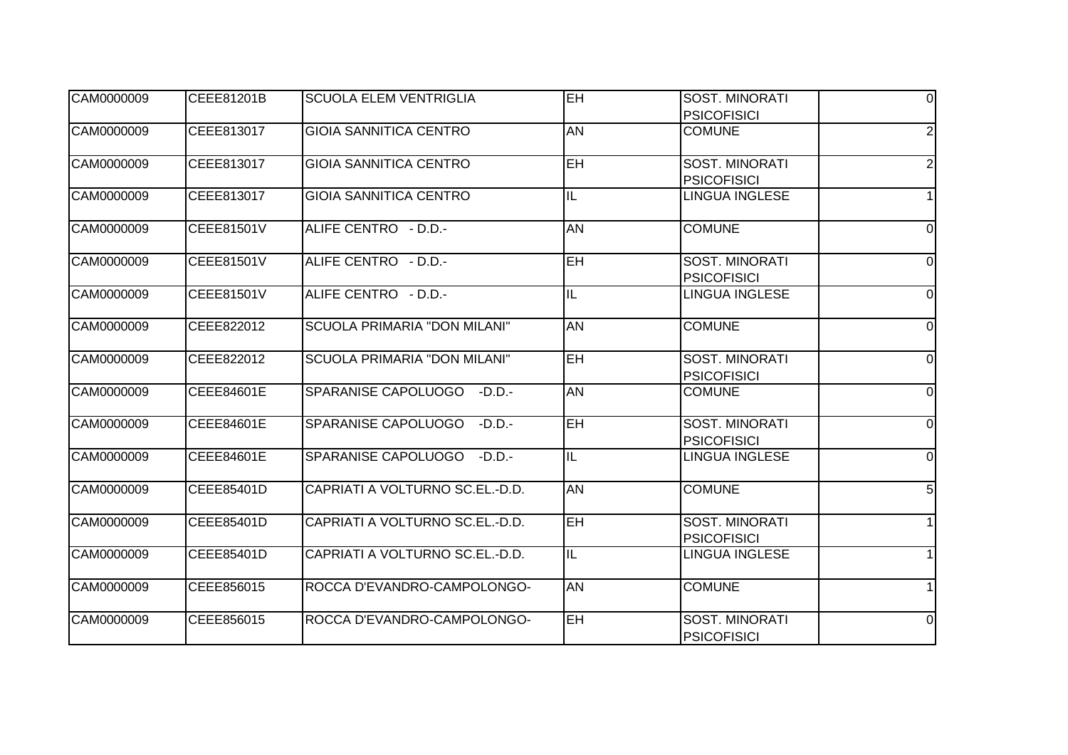| CAM0000009 | CEEE81201B | SCUOLA ELEM VENTRIGLIA | EH | SOST. MINORATI PSICOFISICI | 0 |
|---|---|---|---|---|---|
| CAM0000009 | CEEE813017 | GIOIA SANNITICA CENTRO | AN | COMUNE | 2 |
| CAM0000009 | CEEE813017 | GIOIA SANNITICA CENTRO | EH | SOST. MINORATI PSICOFISICI | 2 |
| CAM0000009 | CEEE813017 | GIOIA SANNITICA CENTRO | IL | LINGUA INGLESE | 1 |
| CAM0000009 | CEEE81501V | ALIFE CENTRO - D.D.- | AN | COMUNE | 0 |
| CAM0000009 | CEEE81501V | ALIFE CENTRO - D.D.- | EH | SOST. MINORATI PSICOFISICI | 0 |
| CAM0000009 | CEEE81501V | ALIFE CENTRO - D.D.- | IL | LINGUA INGLESE | 0 |
| CAM0000009 | CEEE822012 | SCUOLA PRIMARIA "DON MILANI" | AN | COMUNE | 0 |
| CAM0000009 | CEEE822012 | SCUOLA PRIMARIA "DON MILANI" | EH | SOST. MINORATI PSICOFISICI | 0 |
| CAM0000009 | CEEE84601E | SPARANISE CAPOLUOGO -D.D.- | AN | COMUNE | 0 |
| CAM0000009 | CEEE84601E | SPARANISE CAPOLUOGO -D.D.- | EH | SOST. MINORATI PSICOFISICI | 0 |
| CAM0000009 | CEEE84601E | SPARANISE CAPOLUOGO -D.D.- | IL | LINGUA INGLESE | 0 |
| CAM0000009 | CEEE85401D | CAPRIATI A VOLTURNO SC.EL.-D.D. | AN | COMUNE | 5 |
| CAM0000009 | CEEE85401D | CAPRIATI A VOLTURNO SC.EL.-D.D. | EH | SOST. MINORATI PSICOFISICI | 1 |
| CAM0000009 | CEEE85401D | CAPRIATI A VOLTURNO SC.EL.-D.D. | IL | LINGUA INGLESE | 1 |
| CAM0000009 | CEEE856015 | ROCCA D'EVANDRO-CAMPOLONGO- | AN | COMUNE | 1 |
| CAM0000009 | CEEE856015 | ROCCA D'EVANDRO-CAMPOLONGO- | EH | SOST. MINORATI PSICOFISICI | 0 |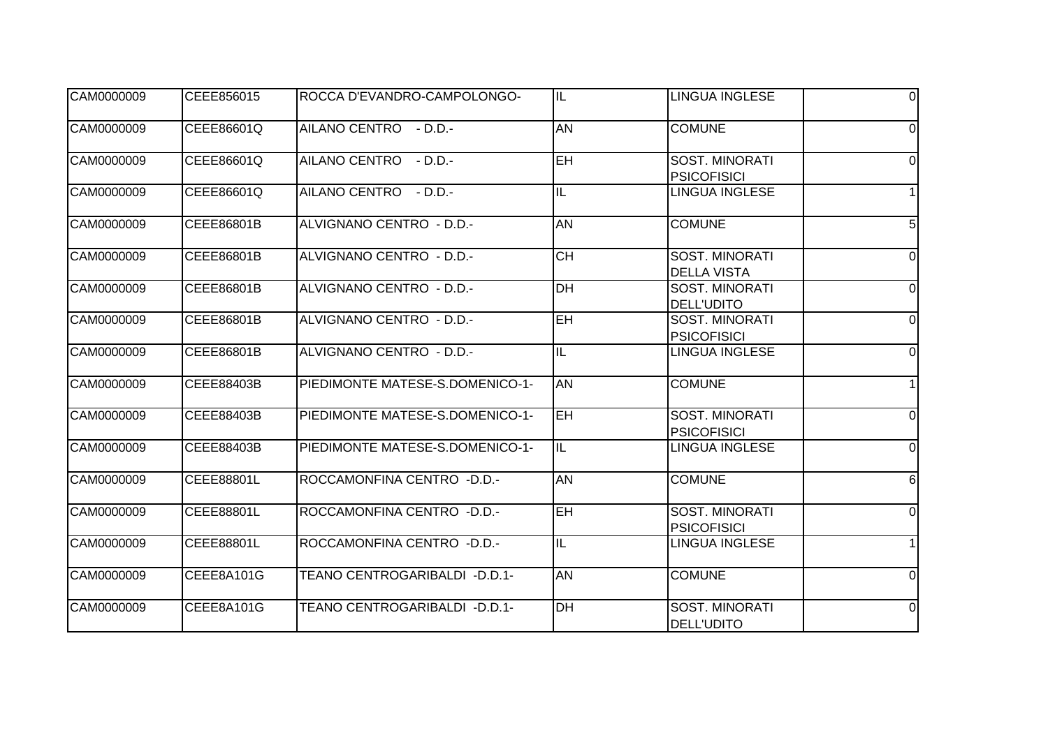| CAM0000009 | CEEE856015 | ROCCA D'EVANDRO-CAMPOLONGO- | IL | LINGUA INGLESE | 0 |
|---|---|---|---|---|---|
| CAM0000009 | CEEE86601Q | AILANO CENTRO - D.D.- | AN | COMUNE | 0 |
| CAM0000009 | CEEE86601Q | AILANO CENTRO - D.D.- | EH | SOST. MINORATI PSICOFISICI | 0 |
| CAM0000009 | CEEE86601Q | AILANO CENTRO - D.D.- | IL | LINGUA INGLESE | 1 |
| CAM0000009 | CEEE86801B | ALVIGNANO CENTRO - D.D.- | AN | COMUNE | 5 |
| CAM0000009 | CEEE86801B | ALVIGNANO CENTRO - D.D.- | CH | SOST. MINORATI DELLA VISTA | 0 |
| CAM0000009 | CEEE86801B | ALVIGNANO CENTRO - D.D.- | DH | SOST. MINORATI DELL'UDITO | 0 |
| CAM0000009 | CEEE86801B | ALVIGNANO CENTRO - D.D.- | EH | SOST. MINORATI PSICOFISICI | 0 |
| CAM0000009 | CEEE86801B | ALVIGNANO CENTRO - D.D.- | IL | LINGUA INGLESE | 0 |
| CAM0000009 | CEEE88403B | PIEDIMONTE MATESE-S.DOMENICO-1- | AN | COMUNE | 1 |
| CAM0000009 | CEEE88403B | PIEDIMONTE MATESE-S.DOMENICO-1- | EH | SOST. MINORATI PSICOFISICI | 0 |
| CAM0000009 | CEEE88403B | PIEDIMONTE MATESE-S.DOMENICO-1- | IL | LINGUA INGLESE | 0 |
| CAM0000009 | CEEE88801L | ROCCAMONFINA CENTRO -D.D.- | AN | COMUNE | 6 |
| CAM0000009 | CEEE88801L | ROCCAMONFINA CENTRO -D.D.- | EH | SOST. MINORATI PSICOFISICI | 0 |
| CAM0000009 | CEEE88801L | ROCCAMONFINA CENTRO -D.D.- | IL | LINGUA INGLESE | 1 |
| CAM0000009 | CEEE8A101G | TEANO CENTROGARIBALDI -D.D.1- | AN | COMUNE | 0 |
| CAM0000009 | CEEE8A101G | TEANO CENTROGARIBALDI -D.D.1- | DH | SOST. MINORATI DELL'UDITO | 0 |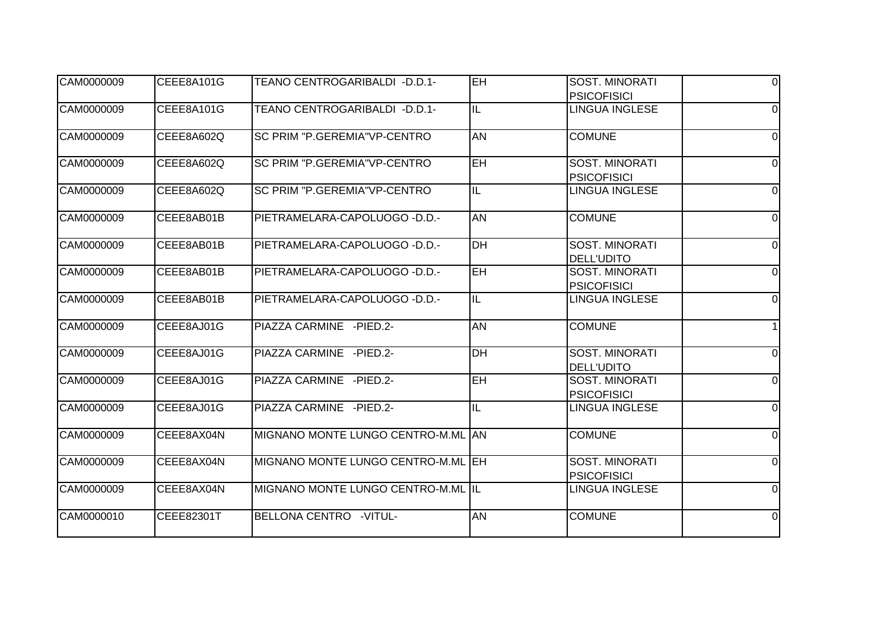| | | | | | |
|---|---|---|---|---|---|
| CAM0000009 | CEEE8A101G | TEANO CENTROGARIBALDI -D.D.1- | EH | SOST. MINORATI PSICOFISICI | 0 |
| CAM0000009 | CEEE8A101G | TEANO CENTROGARIBALDI -D.D.1- | IL | LINGUA INGLESE | 0 |
| CAM0000009 | CEEE8A602Q | SC PRIM "P.GEREMIA"VP-CENTRO | AN | COMUNE | 0 |
| CAM0000009 | CEEE8A602Q | SC PRIM "P.GEREMIA"VP-CENTRO | EH | SOST. MINORATI PSICOFISICI | 0 |
| CAM0000009 | CEEE8A602Q | SC PRIM "P.GEREMIA"VP-CENTRO | IL | LINGUA INGLESE | 0 |
| CAM0000009 | CEEE8AB01B | PIETRAMELARA-CAPOLUOGO -D.D.- | AN | COMUNE | 0 |
| CAM0000009 | CEEE8AB01B | PIETRAMELARA-CAPOLUOGO -D.D.- | DH | SOST. MINORATI DELL'UDITO | 0 |
| CAM0000009 | CEEE8AB01B | PIETRAMELARA-CAPOLUOGO -D.D.- | EH | SOST. MINORATI PSICOFISICI | 0 |
| CAM0000009 | CEEE8AB01B | PIETRAMELARA-CAPOLUOGO -D.D.- | IL | LINGUA INGLESE | 0 |
| CAM0000009 | CEEE8AJ01G | PIAZZA CARMINE -PIED.2- | AN | COMUNE | 1 |
| CAM0000009 | CEEE8AJ01G | PIAZZA CARMINE -PIED.2- | DH | SOST. MINORATI DELL'UDITO | 0 |
| CAM0000009 | CEEE8AJ01G | PIAZZA CARMINE -PIED.2- | EH | SOST. MINORATI PSICOFISICI | 0 |
| CAM0000009 | CEEE8AJ01G | PIAZZA CARMINE -PIED.2- | IL | LINGUA INGLESE | 0 |
| CAM0000009 | CEEE8AX04N | MIGNANO MONTE LUNGO CENTRO-M.ML | AN | COMUNE | 0 |
| CAM0000009 | CEEE8AX04N | MIGNANO MONTE LUNGO CENTRO-M.ML | EH | SOST. MINORATI PSICOFISICI | 0 |
| CAM0000009 | CEEE8AX04N | MIGNANO MONTE LUNGO CENTRO-M.ML | IL | LINGUA INGLESE | 0 |
| CAM0000010 | CEEE82301T | BELLONA CENTRO -VITUL- | AN | COMUNE | 0 |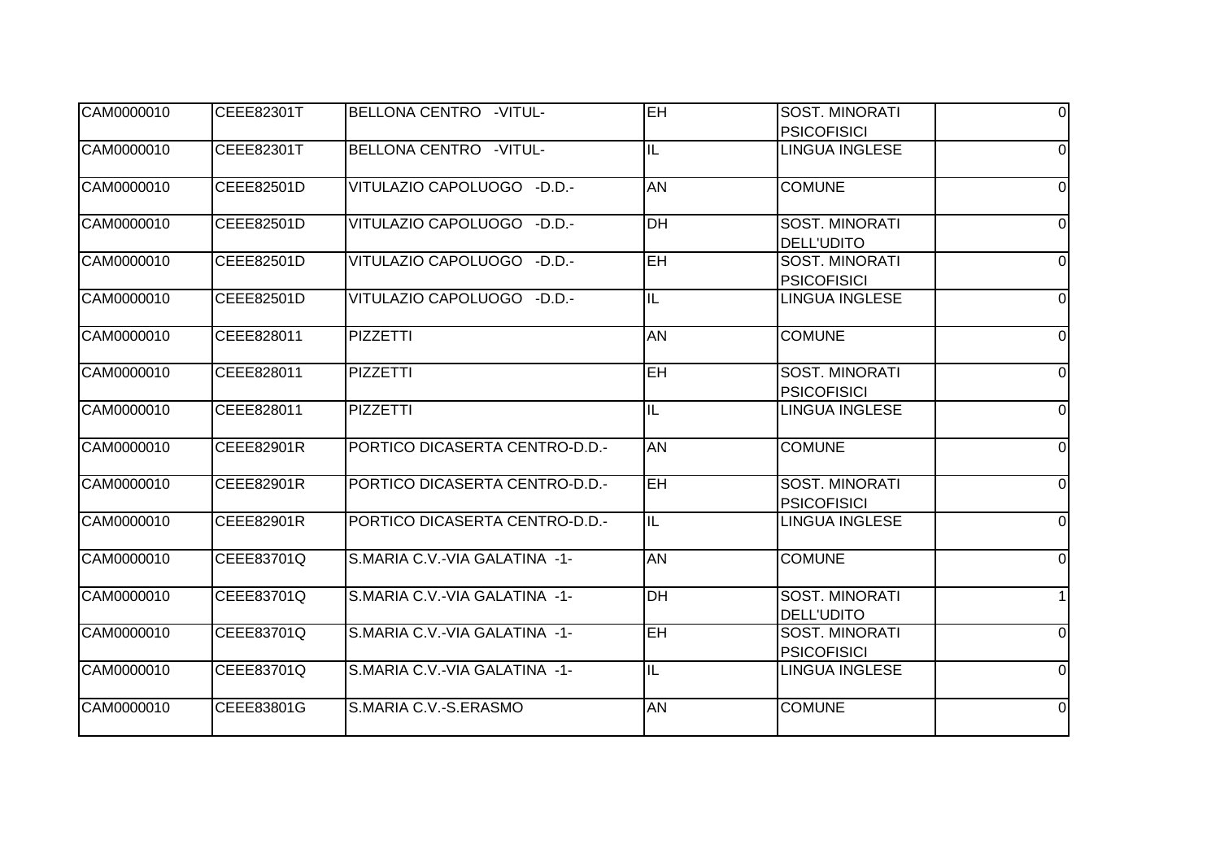| CAM0000010 | CEEE82301T | BELLONA CENTRO -VITUL- | EH | SOST. MINORATI PSICOFISICI | 0 |
|---|---|---|---|---|---|
| CAM0000010 | CEEE82301T | BELLONA CENTRO -VITUL- | IL | LINGUA INGLESE | 0 |
| CAM0000010 | CEEE82501D | VITULAZIO CAPOLUOGO -D.D.- | AN | COMUNE | 0 |
| CAM0000010 | CEEE82501D | VITULAZIO CAPOLUOGO -D.D.- | DH | SOST. MINORATI DELL'UDITO | 0 |
| CAM0000010 | CEEE82501D | VITULAZIO CAPOLUOGO -D.D.- | EH | SOST. MINORATI PSICOFISICI | 0 |
| CAM0000010 | CEEE82501D | VITULAZIO CAPOLUOGO -D.D.- | IL | LINGUA INGLESE | 0 |
| CAM0000010 | CEEE828011 | PIZZETTI | AN | COMUNE | 0 |
| CAM0000010 | CEEE828011 | PIZZETTI | EH | SOST. MINORATI PSICOFISICI | 0 |
| CAM0000010 | CEEE828011 | PIZZETTI | IL | LINGUA INGLESE | 0 |
| CAM0000010 | CEEE82901R | PORTICO DICASERTA CENTRO-D.D.- | AN | COMUNE | 0 |
| CAM0000010 | CEEE82901R | PORTICO DICASERTA CENTRO-D.D.- | EH | SOST. MINORATI PSICOFISICI | 0 |
| CAM0000010 | CEEE82901R | PORTICO DICASERTA CENTRO-D.D.- | IL | LINGUA INGLESE | 0 |
| CAM0000010 | CEEE83701Q | S.MARIA C.V.-VIA GALATINA -1- | AN | COMUNE | 0 |
| CAM0000010 | CEEE83701Q | S.MARIA C.V.-VIA GALATINA -1- | DH | SOST. MINORATI DELL'UDITO | 1 |
| CAM0000010 | CEEE83701Q | S.MARIA C.V.-VIA GALATINA -1- | EH | SOST. MINORATI PSICOFISICI | 0 |
| CAM0000010 | CEEE83701Q | S.MARIA C.V.-VIA GALATINA -1- | IL | LINGUA INGLESE | 0 |
| CAM0000010 | CEEE83801G | S.MARIA C.V.-S.ERASMO | AN | COMUNE | 0 |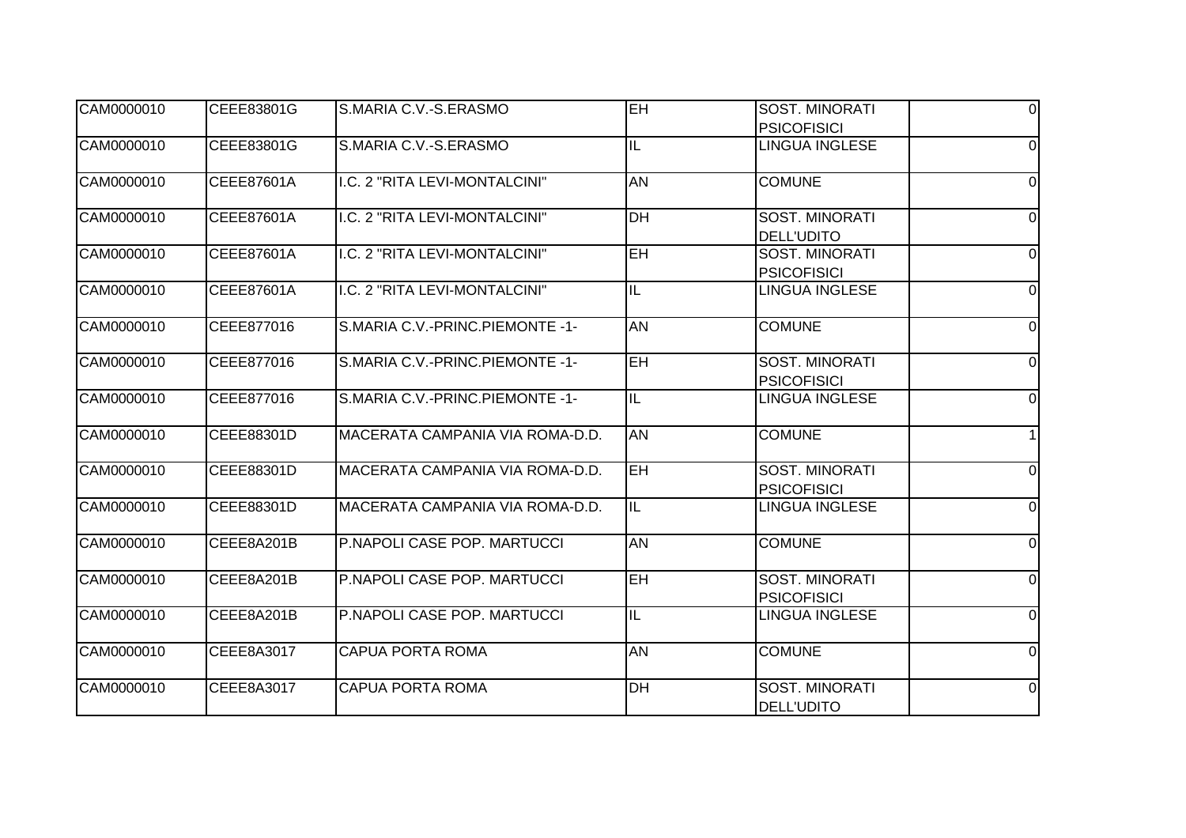| CAM0000010 | CEEE83801G | S.MARIA C.V.-S.ERASMO | EH | SOST. MINORATI PSICOFISICI | 0 |
|---|---|---|---|---|---|
| CAM0000010 | CEEE83801G | S.MARIA C.V.-S.ERASMO | IL | LINGUA INGLESE | 0 |
| CAM0000010 | CEEE87601A | I.C. 2 "RITA LEVI-MONTALCINI" | AN | COMUNE | 0 |
| CAM0000010 | CEEE87601A | I.C. 2 "RITA LEVI-MONTALCINI" | DH | SOST. MINORATI DELL'UDITO | 0 |
| CAM0000010 | CEEE87601A | I.C. 2 "RITA LEVI-MONTALCINI" | EH | SOST. MINORATI PSICOFISICI | 0 |
| CAM0000010 | CEEE87601A | I.C. 2 "RITA LEVI-MONTALCINI" | IL | LINGUA INGLESE | 0 |
| CAM0000010 | CEEE877016 | S.MARIA C.V.-PRINC.PIEMONTE -1- | AN | COMUNE | 0 |
| CAM0000010 | CEEE877016 | S.MARIA C.V.-PRINC.PIEMONTE -1- | EH | SOST. MINORATI PSICOFISICI | 0 |
| CAM0000010 | CEEE877016 | S.MARIA C.V.-PRINC.PIEMONTE -1- | IL | LINGUA INGLESE | 0 |
| CAM0000010 | CEEE88301D | MACERATA CAMPANIA VIA ROMA-D.D. | AN | COMUNE | 1 |
| CAM0000010 | CEEE88301D | MACERATA CAMPANIA VIA ROMA-D.D. | EH | SOST. MINORATI PSICOFISICI | 0 |
| CAM0000010 | CEEE88301D | MACERATA CAMPANIA VIA ROMA-D.D. | IL | LINGUA INGLESE | 0 |
| CAM0000010 | CEEE8A201B | P.NAPOLI CASE POP. MARTUCCI | AN | COMUNE | 0 |
| CAM0000010 | CEEE8A201B | P.NAPOLI CASE POP. MARTUCCI | EH | SOST. MINORATI PSICOFISICI | 0 |
| CAM0000010 | CEEE8A201B | P.NAPOLI CASE POP. MARTUCCI | IL | LINGUA INGLESE | 0 |
| CAM0000010 | CEEE8A3017 | CAPUA PORTA ROMA | AN | COMUNE | 0 |
| CAM0000010 | CEEE8A3017 | CAPUA PORTA ROMA | DH | SOST. MINORATI DELL'UDITO | 0 |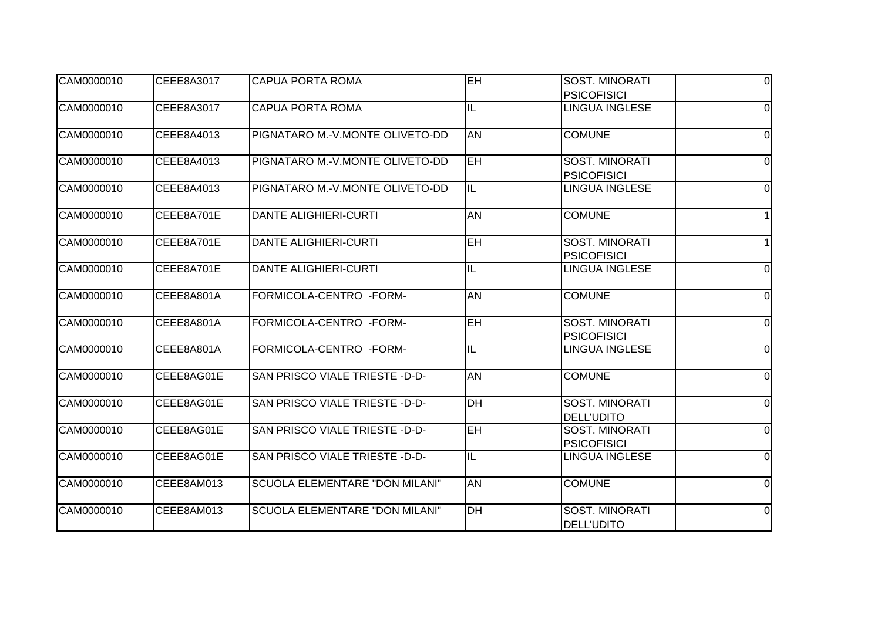| | | | | | |
|---|---|---|---|---|---|
| CAM0000010 | CEEE8A3017 | CAPUA PORTA ROMA | EH | SOST. MINORATI PSICOFISICI | 0 |
| CAM0000010 | CEEE8A3017 | CAPUA PORTA ROMA | IL | LINGUA INGLESE | 0 |
| CAM0000010 | CEEE8A4013 | PIGNATARO M.-V.MONTE OLIVETO-DD | AN | COMUNE | 0 |
| CAM0000010 | CEEE8A4013 | PIGNATARO M.-V.MONTE OLIVETO-DD | EH | SOST. MINORATI PSICOFISICI | 0 |
| CAM0000010 | CEEE8A4013 | PIGNATARO M.-V.MONTE OLIVETO-DD | IL | LINGUA INGLESE | 0 |
| CAM0000010 | CEEE8A701E | DANTE ALIGHIERI-CURTI | AN | COMUNE | 1 |
| CAM0000010 | CEEE8A701E | DANTE ALIGHIERI-CURTI | EH | SOST. MINORATI PSICOFISICI | 1 |
| CAM0000010 | CEEE8A701E | DANTE ALIGHIERI-CURTI | IL | LINGUA INGLESE | 0 |
| CAM0000010 | CEEE8A801A | FORMICOLA-CENTRO -FORM- | AN | COMUNE | 0 |
| CAM0000010 | CEEE8A801A | FORMICOLA-CENTRO -FORM- | EH | SOST. MINORATI PSICOFISICI | 0 |
| CAM0000010 | CEEE8A801A | FORMICOLA-CENTRO -FORM- | IL | LINGUA INGLESE | 0 |
| CAM0000010 | CEEE8AG01E | SAN PRISCO VIALE TRIESTE -D-D- | AN | COMUNE | 0 |
| CAM0000010 | CEEE8AG01E | SAN PRISCO VIALE TRIESTE -D-D- | DH | SOST. MINORATI DELL'UDITO | 0 |
| CAM0000010 | CEEE8AG01E | SAN PRISCO VIALE TRIESTE -D-D- | EH | SOST. MINORATI PSICOFISICI | 0 |
| CAM0000010 | CEEE8AG01E | SAN PRISCO VIALE TRIESTE -D-D- | IL | LINGUA INGLESE | 0 |
| CAM0000010 | CEEE8AM013 | SCUOLA ELEMENTARE "DON MILANI" | AN | COMUNE | 0 |
| CAM0000010 | CEEE8AM013 | SCUOLA ELEMENTARE "DON MILANI" | DH | SOST. MINORATI DELL'UDITO | 0 |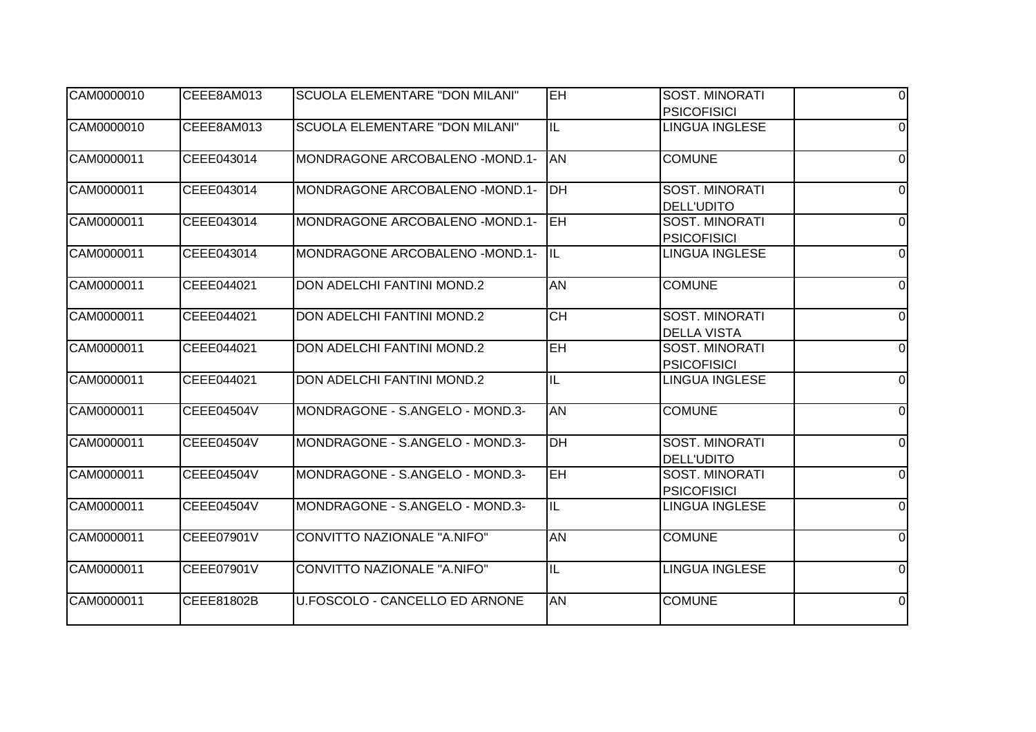| | | | | | |
|---|---|---|---|---|---|
| CAM0000010 | CEEE8AM013 | SCUOLA ELEMENTARE "DON MILANI" | EH | SOST. MINORATI PSICOFISICI | 0 |
| CAM0000010 | CEEE8AM013 | SCUOLA ELEMENTARE "DON MILANI" | IL | LINGUA INGLESE | 0 |
| CAM0000011 | CEEE043014 | MONDRAGONE ARCOBALENO -MOND.1- | AN | COMUNE | 0 |
| CAM0000011 | CEEE043014 | MONDRAGONE ARCOBALENO -MOND.1- | DH | SOST. MINORATI DELL'UDITO | 0 |
| CAM0000011 | CEEE043014 | MONDRAGONE ARCOBALENO -MOND.1- | EH | SOST. MINORATI PSICOFISICI | 0 |
| CAM0000011 | CEEE043014 | MONDRAGONE ARCOBALENO -MOND.1- | IL | LINGUA INGLESE | 0 |
| CAM0000011 | CEEE044021 | DON ADELCHI FANTINI MOND.2 | AN | COMUNE | 0 |
| CAM0000011 | CEEE044021 | DON ADELCHI FANTINI MOND.2 | CH | SOST. MINORATI DELLA VISTA | 0 |
| CAM0000011 | CEEE044021 | DON ADELCHI FANTINI MOND.2 | EH | SOST. MINORATI PSICOFISICI | 0 |
| CAM0000011 | CEEE044021 | DON ADELCHI FANTINI MOND.2 | IL | LINGUA INGLESE | 0 |
| CAM0000011 | CEEE04504V | MONDRAGONE - S.ANGELO - MOND.3- | AN | COMUNE | 0 |
| CAM0000011 | CEEE04504V | MONDRAGONE - S.ANGELO - MOND.3- | DH | SOST. MINORATI DELL'UDITO | 0 |
| CAM0000011 | CEEE04504V | MONDRAGONE - S.ANGELO - MOND.3- | EH | SOST. MINORATI PSICOFISICI | 0 |
| CAM0000011 | CEEE04504V | MONDRAGONE - S.ANGELO - MOND.3- | IL | LINGUA INGLESE | 0 |
| CAM0000011 | CEEE07901V | CONVITTO NAZIONALE "A.NIFO" | AN | COMUNE | 0 |
| CAM0000011 | CEEE07901V | CONVITTO NAZIONALE "A.NIFO" | IL | LINGUA INGLESE | 0 |
| CAM0000011 | CEEE81802B | U.FOSCOLO - CANCELLO ED ARNONE | AN | COMUNE | 0 |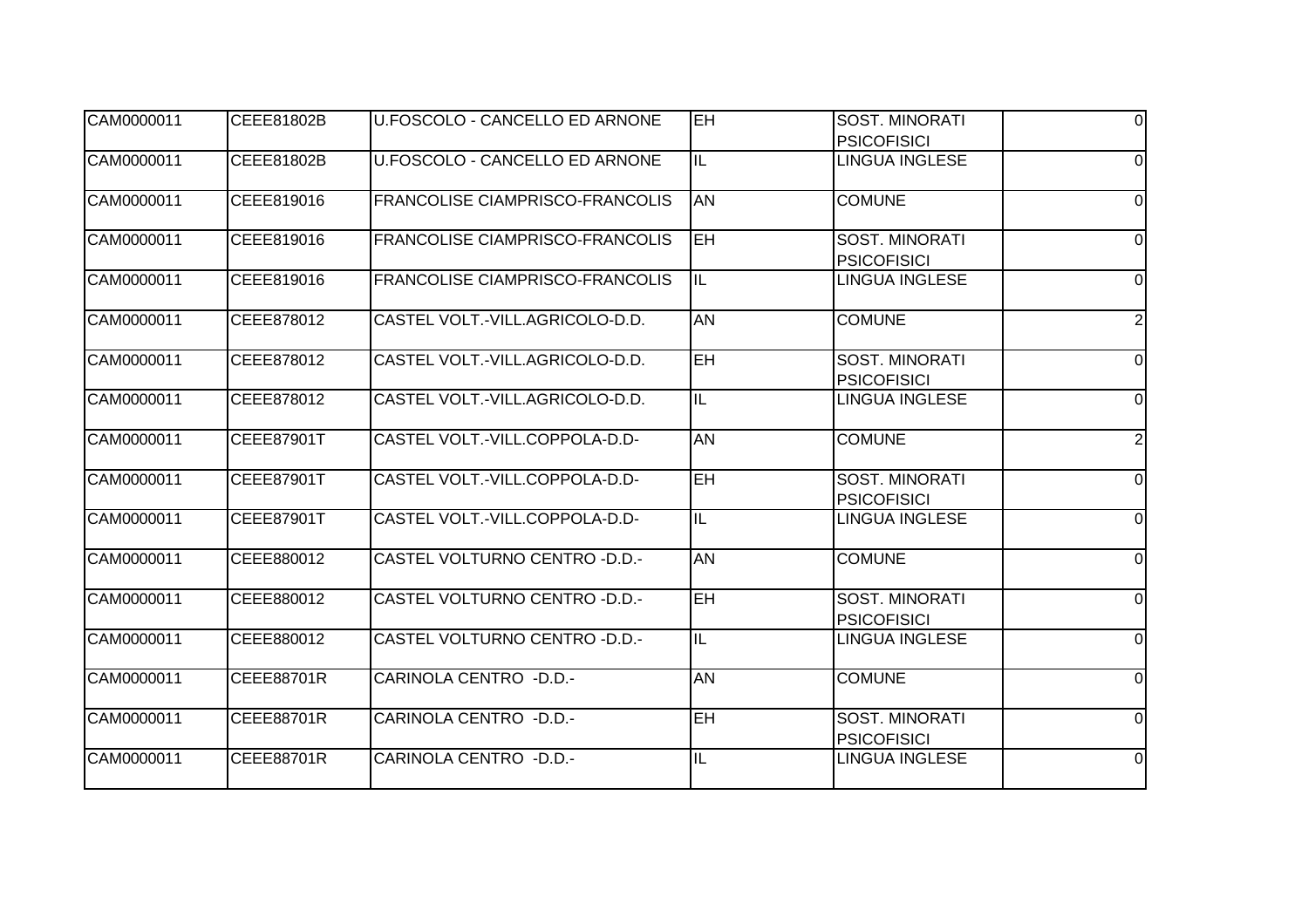| | | | | | |
|---|---|---|---|---|---|
| CAM0000011 | CEEE81802B | U.FOSCOLO - CANCELLO ED ARNONE | EH | SOST. MINORATI PSICOFISICI | 0 |
| CAM0000011 | CEEE81802B | U.FOSCOLO - CANCELLO ED ARNONE | IL | LINGUA INGLESE | 0 |
| CAM0000011 | CEEE819016 | FRANCOLISE CIAMPRISCO-FRANCOLIS | AN | COMUNE | 0 |
| CAM0000011 | CEEE819016 | FRANCOLISE CIAMPRISCO-FRANCOLIS | EH | SOST. MINORATI PSICOFISICI | 0 |
| CAM0000011 | CEEE819016 | FRANCOLISE CIAMPRISCO-FRANCOLIS | IL | LINGUA INGLESE | 0 |
| CAM0000011 | CEEE878012 | CASTEL VOLT.-VILL.AGRICOLO-D.D. | AN | COMUNE | 2 |
| CAM0000011 | CEEE878012 | CASTEL VOLT.-VILL.AGRICOLO-D.D. | EH | SOST. MINORATI PSICOFISICI | 0 |
| CAM0000011 | CEEE878012 | CASTEL VOLT.-VILL.AGRICOLO-D.D. | IL | LINGUA INGLESE | 0 |
| CAM0000011 | CEEE87901T | CASTEL VOLT.-VILL.COPPOLA-D.D- | AN | COMUNE | 2 |
| CAM0000011 | CEEE87901T | CASTEL VOLT.-VILL.COPPOLA-D.D- | EH | SOST. MINORATI PSICOFISICI | 0 |
| CAM0000011 | CEEE87901T | CASTEL VOLT.-VILL.COPPOLA-D.D- | IL | LINGUA INGLESE | 0 |
| CAM0000011 | CEEE880012 | CASTEL VOLTURNO CENTRO -D.D.- | AN | COMUNE | 0 |
| CAM0000011 | CEEE880012 | CASTEL VOLTURNO CENTRO -D.D.- | EH | SOST. MINORATI PSICOFISICI | 0 |
| CAM0000011 | CEEE880012 | CASTEL VOLTURNO CENTRO -D.D.- | IL | LINGUA INGLESE | 0 |
| CAM0000011 | CEEE88701R | CARINOLA CENTRO -D.D.- | AN | COMUNE | 0 |
| CAM0000011 | CEEE88701R | CARINOLA CENTRO -D.D.- | EH | SOST. MINORATI PSICOFISICI | 0 |
| CAM0000011 | CEEE88701R | CARINOLA CENTRO -D.D.- | IL | LINGUA INGLESE | 0 |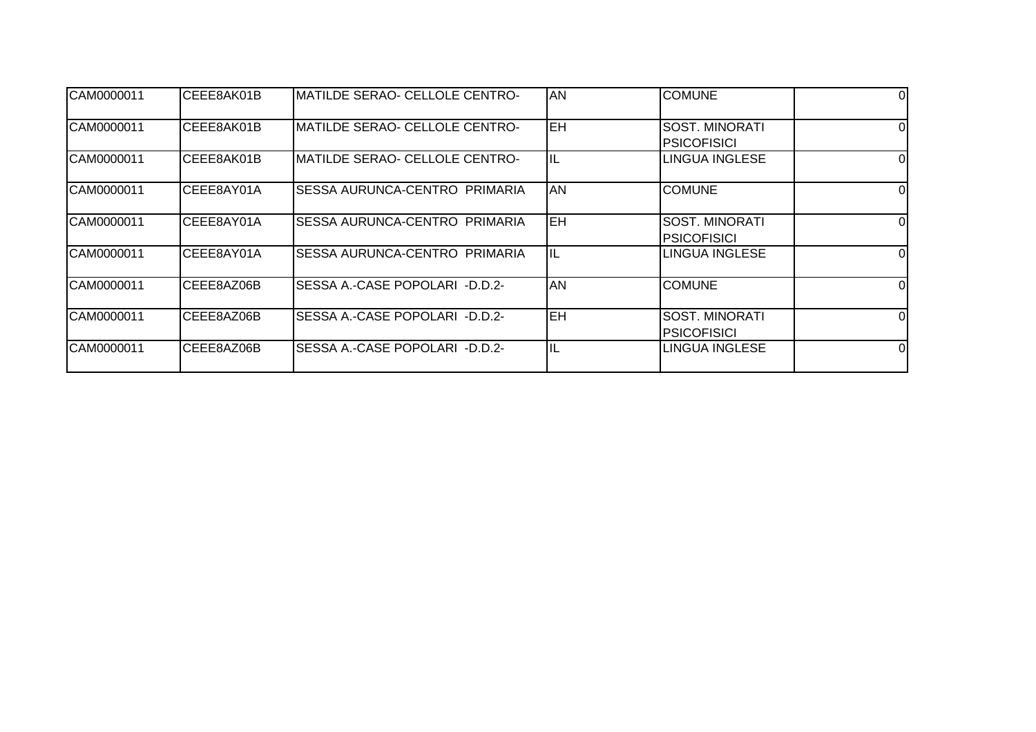| | | | | | |
|---|---|---|---|---|---|
| CAM0000011 | CEEE8AK01B | MATILDE SERAO- CELLOLE CENTRO- | AN | COMUNE | 0 |
| CAM0000011 | CEEE8AK01B | MATILDE SERAO- CELLOLE CENTRO- | EH | SOST. MINORATI PSICOFISICI | 0 |
| CAM0000011 | CEEE8AK01B | MATILDE SERAO- CELLOLE CENTRO- | IL | LINGUA INGLESE | 0 |
| CAM0000011 | CEEE8AY01A | SESSA AURUNCA-CENTRO PRIMARIA | AN | COMUNE | 0 |
| CAM0000011 | CEEE8AY01A | SESSA AURUNCA-CENTRO PRIMARIA | EH | SOST. MINORATI PSICOFISICI | 0 |
| CAM0000011 | CEEE8AY01A | SESSA AURUNCA-CENTRO PRIMARIA | IL | LINGUA INGLESE | 0 |
| CAM0000011 | CEEE8AZ06B | SESSA A.-CASE POPOLARI -D.D.2- | AN | COMUNE | 0 |
| CAM0000011 | CEEE8AZ06B | SESSA A.-CASE POPOLARI -D.D.2- | EH | SOST. MINORATI PSICOFISICI | 0 |
| CAM0000011 | CEEE8AZ06B | SESSA A.-CASE POPOLARI -D.D.2- | IL | LINGUA INGLESE | 0 |